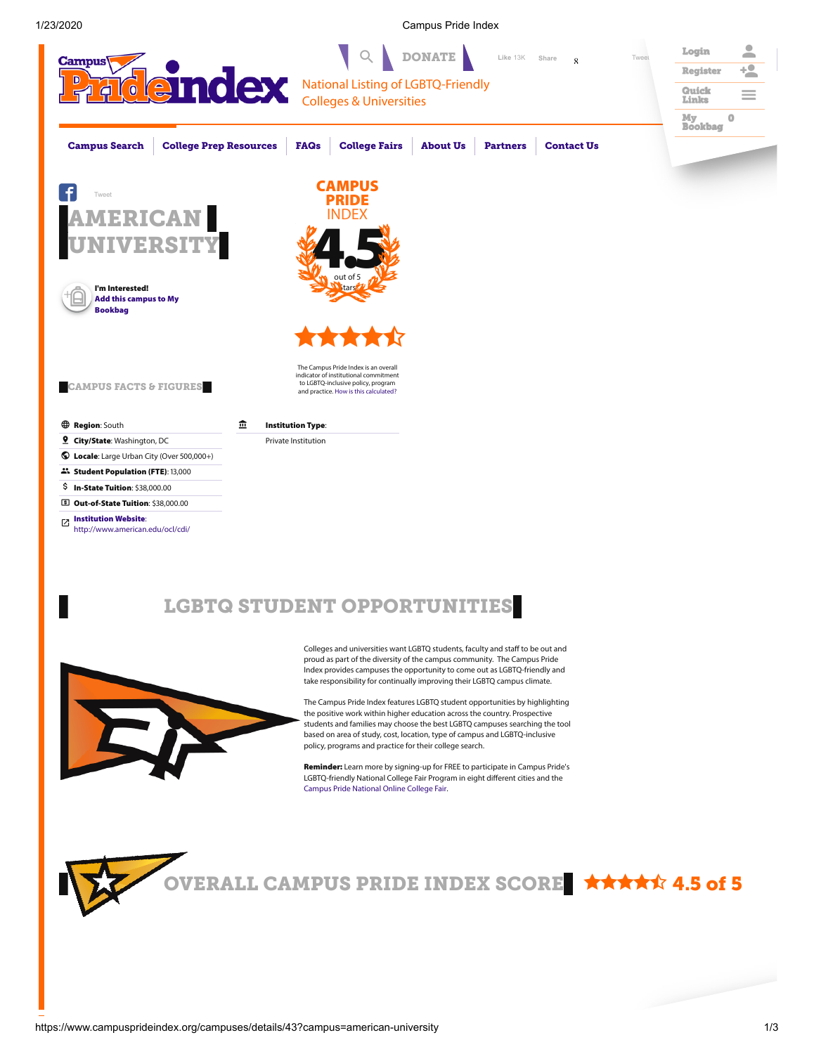Campus Pride Index

National Listing of LGBTQ-Friendly Colleges & Universities

DONATE

Login | Register | Quick Links | My Bookbag 0

Campus Search | College Prep Resources | FAQs | College Fairs | About Us | Partners | Contact Us

# AMERICAN UNIVERSITY

**I'm Interested!** Add this campus to My Bookbag

**CAMPUS PRIDE INDEX**

**4.5** out of 5 stars

★★★★½

The Campus Pride Index is an overall indicator of institutional commitment to LGBTQ-inclusive policy, program and practice. How is this calculated?

## CAMPUS FACTS & FIGURES

- **Region**: South
- **City/State**: Washington, DC
- **Locale**: Large Urban City (Over 500,000+)
- **Student Population (FTE)**: 13,000
- **In-State Tuition**: $38,000.00
- **Out-of-State Tuition**: $38,000.00
- **Institution Website**: http://www.american.edu/ocl/cdi/

**Institution Type**:

Private Institution

## LGBTQ STUDENT OPPORTUNITIES

Colleges and universities want LGBTQ students, faculty and staff to be out and proud as part of the diversity of the campus community. The Campus Pride Index provides campuses the opportunity to come out as LGBTQ-friendly and take responsibility for continually improving their LGBTQ campus climate.

The Campus Pride Index features LGBTQ student opportunities by highlighting the positive work within higher education across the country. Prospective students and families may choose the best LGBTQ campuses searching the tool based on area of study, cost, location, type of campus and LGBTQ-inclusive policy, programs and practice for their college search.

**Reminder:** Learn more by signing-up for FREE to participate in Campus Pride's LGBTQ-friendly National College Fair Program in eight different cities and the Campus Pride National Online College Fair.

## OVERALL CAMPUS PRIDE INDEX SCORE ★★★★½ 4.5 of 5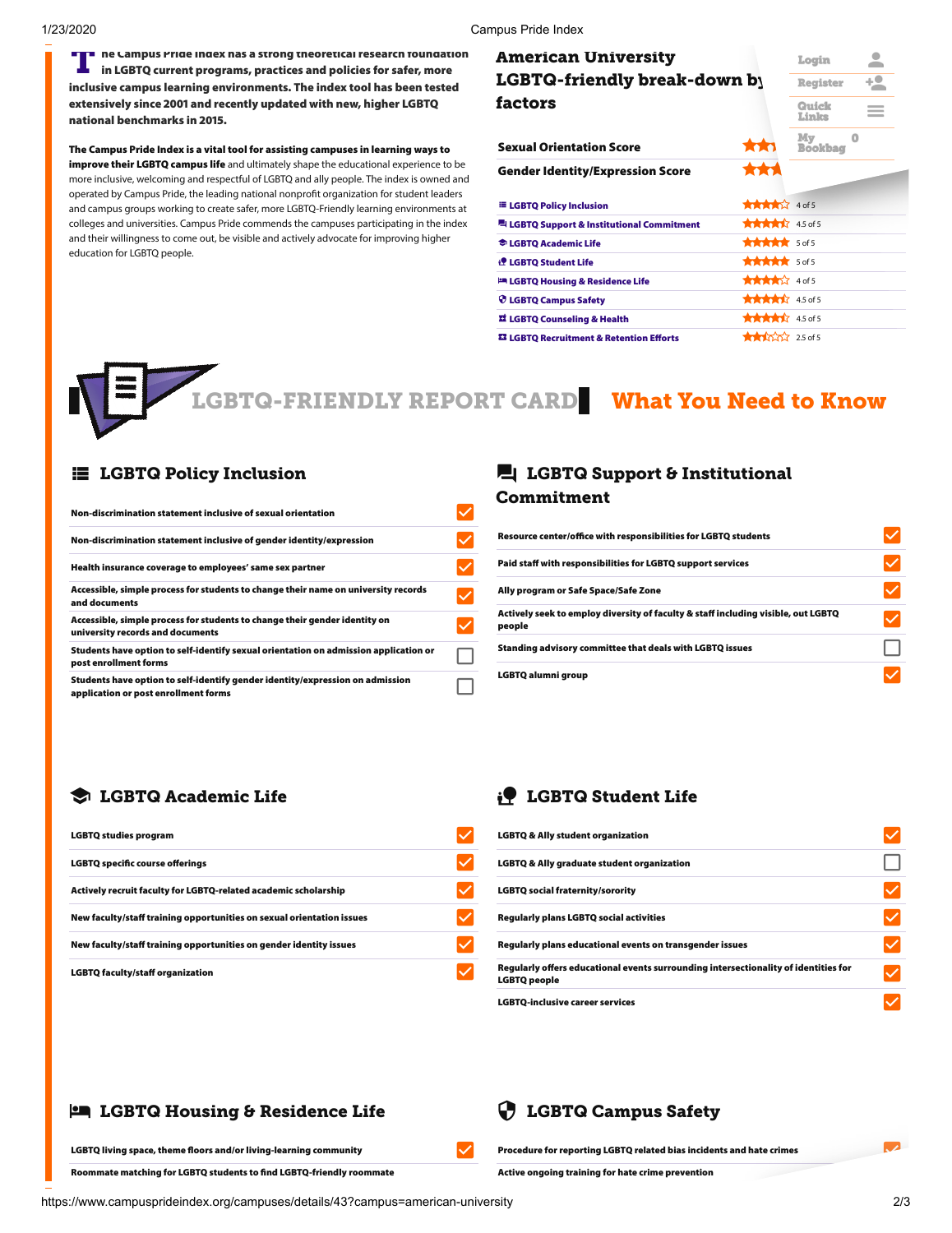The Campus Pride Index has a strong theoretical research foundation in LGBTQ current programs, practices and policies for safer, more inclusive campus learning environments. The index tool has been tested extensively since 2001 and recently updated with new, higher LGBTQ national benchmarks in 2015.

**The Campus Pride Index is a vital tool for assisting campuses in learning ways to improve their LGBTQ campus life** and ultimately shape the educational experience to be more inclusive, welcoming and respectful of LGBTQ and ally people. The index is owned and operated by Campus Pride, the leading national nonprofit organization for student leaders and campus groups working to create safer, more LGBTQ-Friendly learning environments at colleges and universities. Campus Pride commends the campuses participating in the index and their willingness to come out, be visible and actively advocate for improving higher education for LGBTQ people.

## American University LGBTQ-friendly break-down by factors

| Factor | Score |
|---|---|
| **Sexual Orientation Score** | ★★★ |
| **Gender Identity/Expression Score** | ★★★ |
| LGBTQ Policy Inclusion | 4 of 5 |
| LGBTQ Support & Institutional Commitment | 4.5 of 5 |
| LGBTQ Academic Life | 5 of 5 |
| LGBTQ Student Life | 5 of 5 |
| LGBTQ Housing & Residence Life | 4 of 5 |
| LGBTQ Campus Safety | 4.5 of 5 |
| LGBTQ Counseling & Health | 4.5 of 5 |
| LGBTQ Recruitment & Retention Efforts | 2.5 of 5 |

Login | Register | Quick Links | My Bookbag 0

# LGBTQ-FRIENDLY REPORT CARD — What You Need to Know

## LGBTQ Policy Inclusion

| Item | |
|---|---|
| Non-discrimination statement inclusive of sexual orientation | ☑ |
| Non-discrimination statement inclusive of gender identity/expression | ☑ |
| Health insurance coverage to employees' same sex partner | ☑ |
| Accessible, simple process for students to change their name on university records and documents | ☑ |
| Accessible, simple process for students to change their gender identity on university records and documents | ☑ |
| Students have option to self-identify sexual orientation on admission application or post enrollment forms | ☐ |
| Students have option to self-identify gender identity/expression on admission application or post enrollment forms | ☐ |

## LGBTQ Support & Institutional Commitment

| Item | |
|---|---|
| Resource center/office with responsibilities for LGBTQ students | ☑ |
| Paid staff with responsibilities for LGBTQ support services | ☑ |
| Ally program or Safe Space/Safe Zone | ☑ |
| Actively seek to employ diversity of faculty & staff including visible, out LGBTQ people | ☑ |
| Standing advisory committee that deals with LGBTQ issues | ☐ |
| LGBTQ alumni group | ☑ |

## LGBTQ Academic Life

| Item | |
|---|---|
| LGBTQ studies program | ☑ |
| LGBTQ specific course offerings | ☑ |
| Actively recruit faculty for LGBTQ-related academic scholarship | ☑ |
| New faculty/staff training opportunities on sexual orientation issues | ☑ |
| New faculty/staff training opportunities on gender identity issues | ☑ |
| LGBTQ faculty/staff organization | ☑ |

## LGBTQ Student Life

| Item | |
|---|---|
| LGBTQ & Ally student organization | ☑ |
| LGBTQ & Ally graduate student organization | ☐ |
| LGBTQ social fraternity/sorority | ☑ |
| Regularly plans LGBTQ social activities | ☑ |
| Regularly plans educational events on transgender issues | ☑ |
| Regularly offers educational events surrounding intersectionality of identities for LGBTQ people | ☑ |
| LGBTQ-inclusive career services | ☑ |

## LGBTQ Housing & Residence Life

| Item | |
|---|---|
| LGBTQ living space, theme floors and/or living-learning community | ☑ |
| Roommate matching for LGBTQ students to find LGBTQ-friendly roommate | |

## LGBTQ Campus Safety

| Item | |
|---|---|
| Procedure for reporting LGBTQ related bias incidents and hate crimes | ☑ |
| Active ongoing training for hate crime prevention | |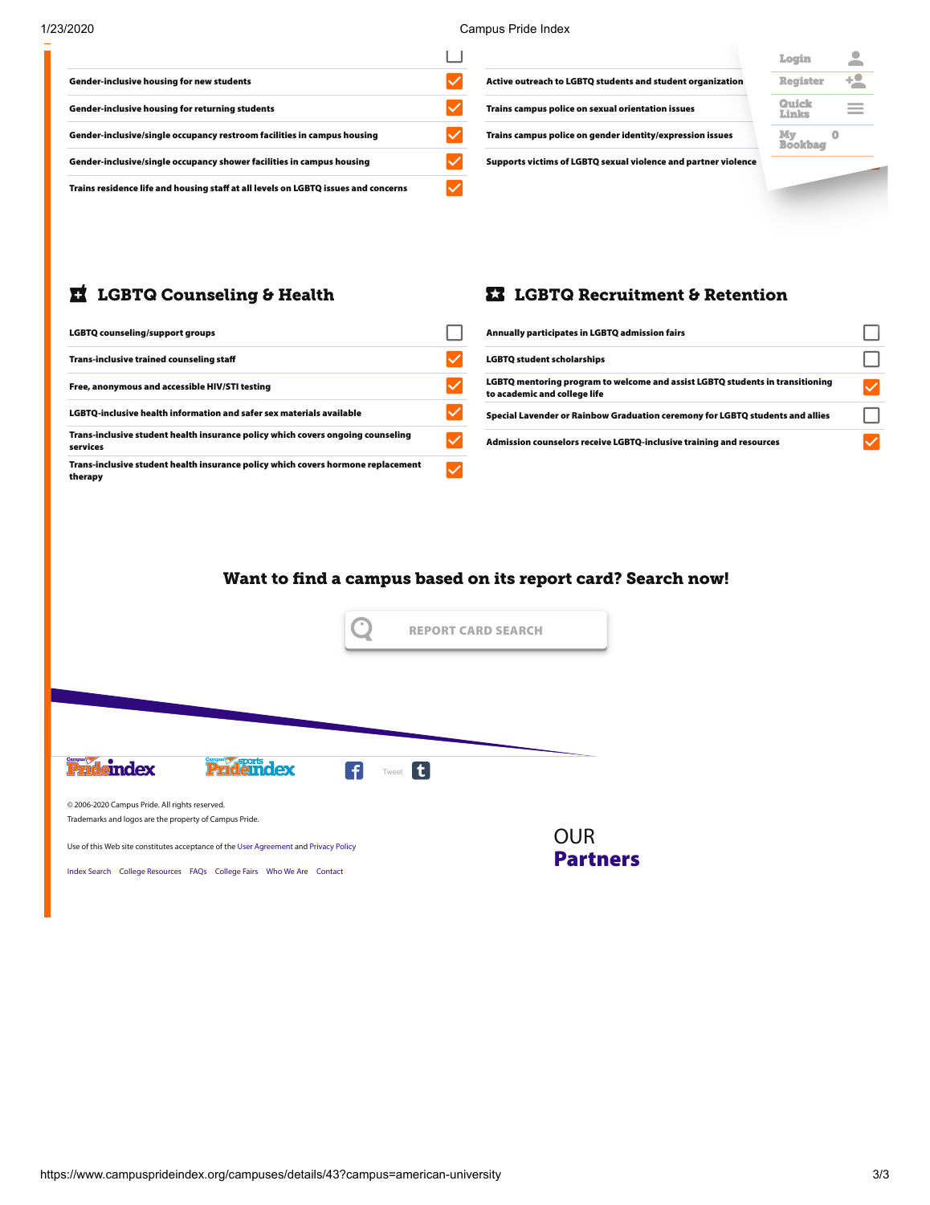| | |
|---|---|
| Gender-inclusive housing for new students | ☑ |
| Gender-inclusive housing for returning students | ☑ |
| Gender-inclusive/single occupancy restroom facilities in campus housing | ☑ |
| Gender-inclusive/single occupancy shower facilities in campus housing | ☑ |
| Trains residence life and housing staff at all levels on LGBTQ issues and concerns | ☑ |

| | |
|---|---|
| Active outreach to LGBTQ students and student organization | |
| Trains campus police on sexual orientation issues | |
| Trains campus police on gender identity/expression issues | |
| Supports victims of LGBTQ sexual violence and partner violence | |

Login
Register
Quick Links
My Bookbag 0

## LGBTQ Counseling & Health

| | |
|---|---|
| LGBTQ counseling/support groups | ☐ |
| Trans-inclusive trained counseling staff | ☑ |
| Free, anonymous and accessible HIV/STI testing | ☑ |
| LGBTQ-inclusive health information and safer sex materials available | ☑ |
| Trans-inclusive student health insurance policy which covers ongoing counseling services | ☑ |
| Trans-inclusive student health insurance policy which covers hormone replacement therapy | ☑ |

## LGBTQ Recruitment & Retention

| | |
|---|---|
| Annually participates in LGBTQ admission fairs | ☐ |
| LGBTQ student scholarships | ☐ |
| LGBTQ mentoring program to welcome and assist LGBTQ students in transitioning to academic and college life | ☑ |
| Special Lavender or Rainbow Graduation ceremony for LGBTQ students and allies | ☐ |
| Admission counselors receive LGBTQ-inclusive training and resources | ☑ |

## Want to find a campus based on its report card? Search now!

REPORT CARD SEARCH

Campus Prideindex Campus sports Prideindex Tweet

© 2006-2020 Campus Pride. All rights reserved.
Trademarks and logos are the property of Campus Pride.

Use of this Web site constitutes acceptance of the User Agreement and Privacy Policy

Index Search College Resources FAQs College Fairs Who We Are Contact

OUR
**Partners**